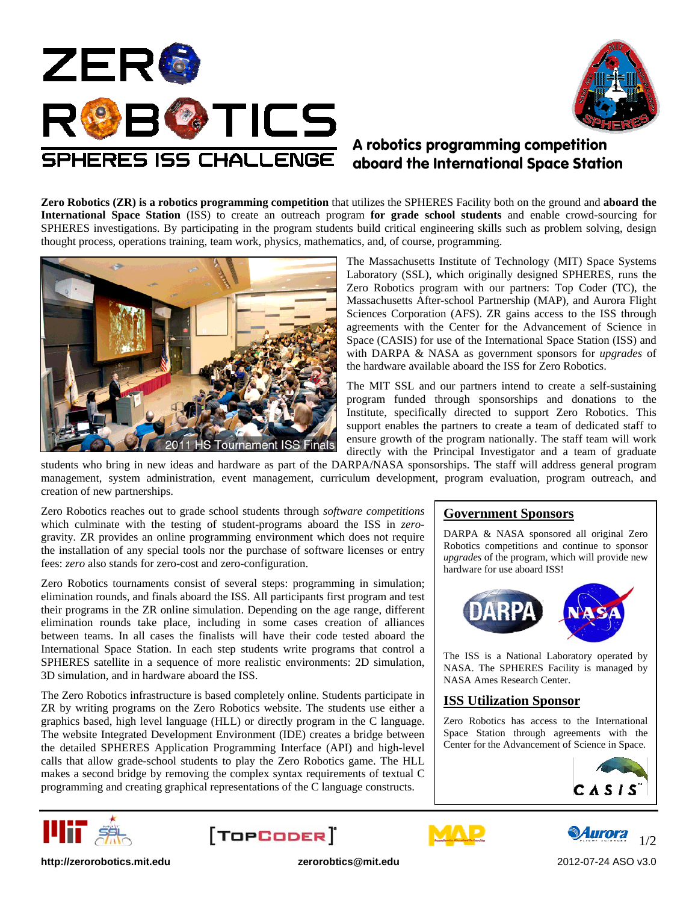# ZERO ROBOTICS

## SPHERES ISS CHALLENGE

### A robotics programming competition aboard the International Space Station

**Zero Robotics (ZR) is a robotics programming competition** that utilizes the SPHERES Facility both on the ground and **aboard the International Space Station** (ISS) to create an outreach program **for grade school students** and enable crowd-sourcing for SPHERES investigations. By participating in the program students build critical engineering skills such as problem solving, design thought process, operations training, team work, physics, mathematics, and, of course, programming.

2011 HS Tournament ISS Finals

The Massachusetts Institute of Technology (MIT) Space Systems Laboratory (SSL), which originally designed SPHERES, runs the Zero Robotics program with our partners: Top Coder (TC), the Massachusetts After-school Partnership (MAP), and Aurora Flight Sciences Corporation (AFS). ZR gains access to the ISS through agreements with the Center for the Advancement of Science in Space (CASIS) for use of the International Space Station (ISS) and with DARPA & NASA as government sponsors for *upgrades* of the hardware available aboard the ISS for Zero Robotics.

The MIT SSL and our partners intend to create a self-sustaining program funded through sponsorships and donations to the Institute, specifically directed to support Zero Robotics. This support enables the partners to create a team of dedicated staff to ensure growth of the program nationally. The staff team will work directly with the Principal Investigator and a team of graduate students who bring in new ideas and hardware as part of the DARPA/NASA sponsorships. The staff will address general program management, system administration, event management, curriculum development, program evaluation, program outreach, and creation of new partnerships.

Zero Robotics reaches out to grade school students through *software competitions* which culminate with the testing of student-programs aboard the ISS in *zero*-gravity. ZR provides an online programming environment which does not require the installation of any special tools nor the purchase of software licenses or entry fees: *zero* also stands for zero-cost and zero-configuration.

Zero Robotics tournaments consist of several steps: programming in simulation; elimination rounds, and finals aboard the ISS. All participants first program and test their programs in the ZR online simulation. Depending on the age range, different elimination rounds take place, including in some cases creation of alliances between teams. In all cases the finalists will have their code tested aboard the International Space Station. In each step students write programs that control a SPHERES satellite in a sequence of more realistic environments: 2D simulation, 3D simulation, and in hardware aboard the ISS.

The Zero Robotics infrastructure is based completely online. Students participate in ZR by writing programs on the Zero Robotics website. The students use either a graphics based, high level language (HLL) or directly program in the C language. The website Integrated Development Environment (IDE) creates a bridge between the detailed SPHERES Application Programming Interface (API) and high-level calls that allow grade-school students to play the Zero Robotics game. The HLL makes a second bridge by removing the complex syntax requirements of textual C programming and creating graphical representations of the C language constructs.

## Government Sponsors

DARPA & NASA sponsored all original Zero Robotics competitions and continue to sponsor *upgrades* of the program, which will provide new hardware for use aboard ISS!

The ISS is a National Laboratory operated by NASA. The SPHERES Facility is managed by NASA Ames Research Center.

## ISS Utilization Sponsor

Zero Robotics has access to the International Space Station through agreements with the Center for the Advancement of Science in Space.

http://zerorobotics.mit.edu    zerorobtics@mit.edu    2012-07-24 ASO v3.0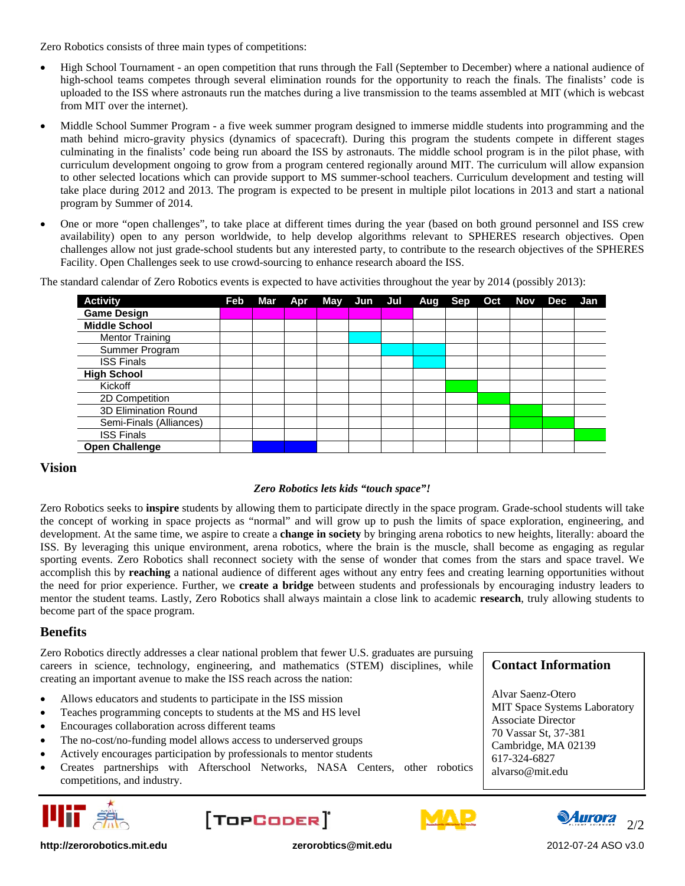Zero Robotics consists of three main types of competitions:

- High School Tournament - an open competition that runs through the Fall (September to December) where a national audience of high-school teams competes through several elimination rounds for the opportunity to reach the finals. The finalists' code is uploaded to the ISS where astronauts run the matches during a live transmission to the teams assembled at MIT (which is webcast from MIT over the internet).
- Middle School Summer Program - a five week summer program designed to immerse middle students into programming and the math behind micro-gravity physics (dynamics of spacecraft). During this program the students compete in different stages culminating in the finalists' code being run aboard the ISS by astronauts. The middle school program is in the pilot phase, with curriculum development ongoing to grow from a program centered regionally around MIT. The curriculum will allow expansion to other selected locations which can provide support to MS summer-school teachers. Curriculum development and testing will take place during 2012 and 2013. The program is expected to be present in multiple pilot locations in 2013 and start a national program by Summer of 2014.
- One or more "open challenges", to take place at different times during the year (based on both ground personnel and ISS crew availability) open to any person worldwide, to help develop algorithms relevant to SPHERES research objectives. Open challenges allow not just grade-school students but any interested party, to contribute to the research objectives of the SPHERES Facility. Open Challenges seek to use crowd-sourcing to enhance research aboard the ISS.

The standard calendar of Zero Robotics events is expected to have activities throughout the year by 2014 (possibly 2013):

| Activity | Feb | Mar | Apr | May | Jun | Jul | Aug | Sep | Oct | Nov | Dec | Jan |
|---|---|---|---|---|---|---|---|---|---|---|---|---|
| **Game Design** | ■ | ■ | ■ | ■ | ■ | ■ | | | | | | |
| **Middle School** | | | | | | | | | | | | |
| Mentor Training | | | | | ■ | | | | | | | |
| Summer Program | | | | | | ■ | ■ | | | | | |
| ISS Finals | | | | | | | ■ | | | | | |
| **High School** | | | | | | | | | | | | |
| Kickoff | | | | | | | | ■ | | | | |
| 2D Competition | | | | | | | | | ■ | | | |
| 3D Elimination Round | | | | | | | | | | ■ | | |
| Semi-Finals (Alliances) | | | | | | | | | | ■ | ■ | |
| ISS Finals | | | | | | | | | | | | ■ |
| **Open Challenge** | | ■ | ■ | | | | | | | | | |

## Vision

***Zero Robotics lets kids "touch space"!***

Zero Robotics seeks to **inspire** students by allowing them to participate directly in the space program. Grade-school students will take the concept of working in space projects as "normal" and will grow up to push the limits of space exploration, engineering, and development. At the same time, we aspire to create a **change in society** by bringing arena robotics to new heights, literally: aboard the ISS. By leveraging this unique environment, arena robotics, where the brain is the muscle, shall become as engaging as regular sporting events. Zero Robotics shall reconnect society with the sense of wonder that comes from the stars and space travel. We accomplish this by **reaching** a national audience of different ages without any entry fees and creating learning opportunities without the need for prior experience. Further, we **create a bridge** between students and professionals by encouraging industry leaders to mentor the student teams. Lastly, Zero Robotics shall always maintain a close link to academic **research**, truly allowing students to become part of the space program.

## Benefits

Zero Robotics directly addresses a clear national problem that fewer U.S. graduates are pursuing careers in science, technology, engineering, and mathematics (STEM) disciplines, while creating an important avenue to make the ISS reach across the nation:

- Allows educators and students to participate in the ISS mission
- Teaches programming concepts to students at the MS and HS level
- Encourages collaboration across different teams
- The no-cost/no-funding model allows access to underserved groups
- Actively encourages participation by professionals to mentor students
- Creates partnerships with Afterschool Networks, NASA Centers, other robotics competitions, and industry.

## Contact Information

Alvar Saenz-Otero
MIT Space Systems Laboratory
Associate Director
70 Vassar St, 37-381
Cambridge, MA 02139
617-324-6827
alvarso@mit.edu